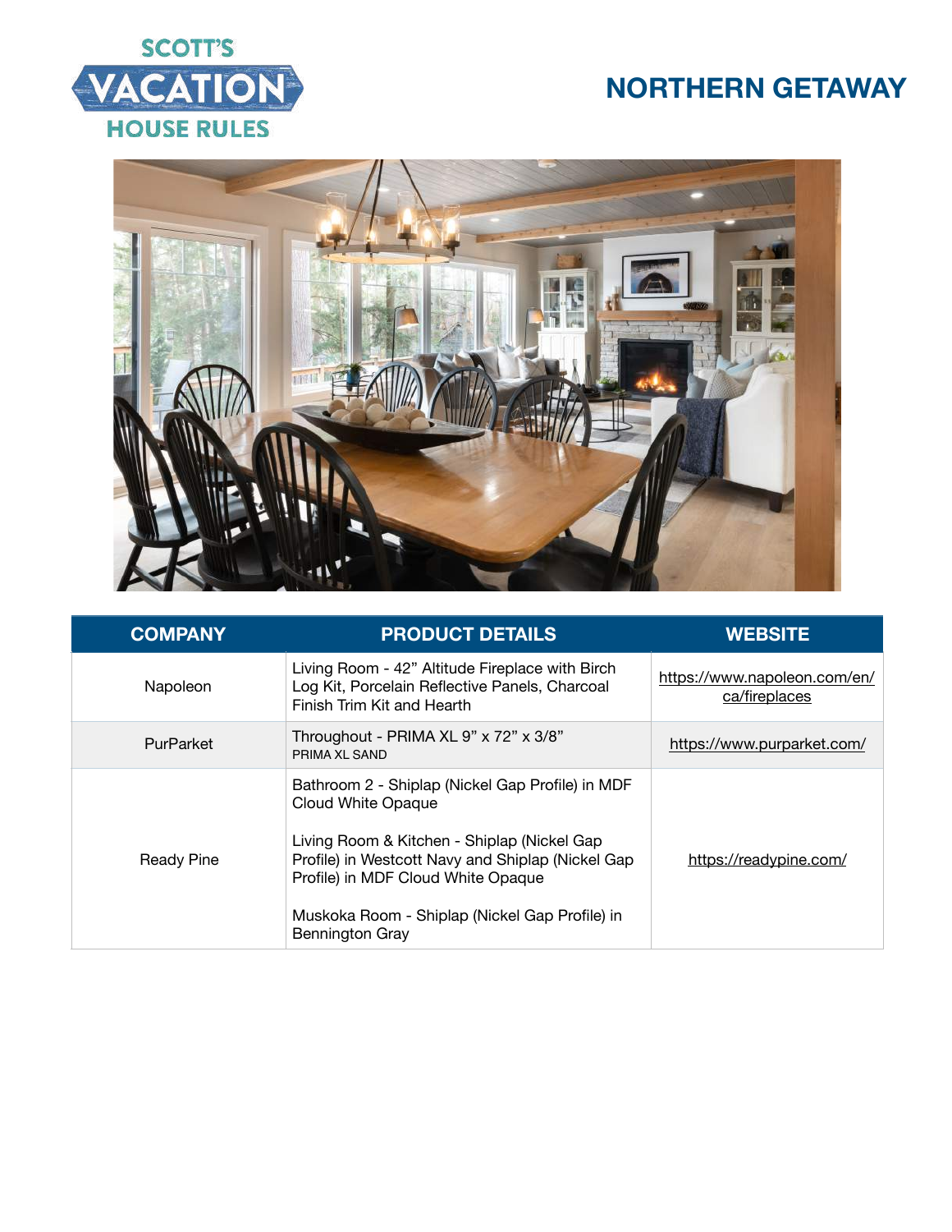SCOTT'S VACATION HOUSE RULES

# NORTHERN GETAWAY

| COMPANY | PRODUCT DETAILS | WEBSITE |
|---|---|---|
| Napoleon | Living Room - 42" Altitude Fireplace with Birch Log Kit, Porcelain Reflective Panels, Charcoal Finish Trim Kit and Hearth | https://www.napoleon.com/en/ca/fireplaces |
| PurParket | Throughout - PRIMA XL 9" x 72" x 3/8"<br>PRIMA XL SAND | https://www.purparket.com/ |
| Ready Pine | Bathroom 2 - Shiplap (Nickel Gap Profile) in MDF Cloud White Opaque<br><br>Living Room & Kitchen - Shiplap (Nickel Gap Profile) in Westcott Navy and Shiplap (Nickel Gap Profile) in MDF Cloud White Opaque<br><br>Muskoka Room - Shiplap (Nickel Gap Profile) in Bennington Gray | https://readypine.com/ |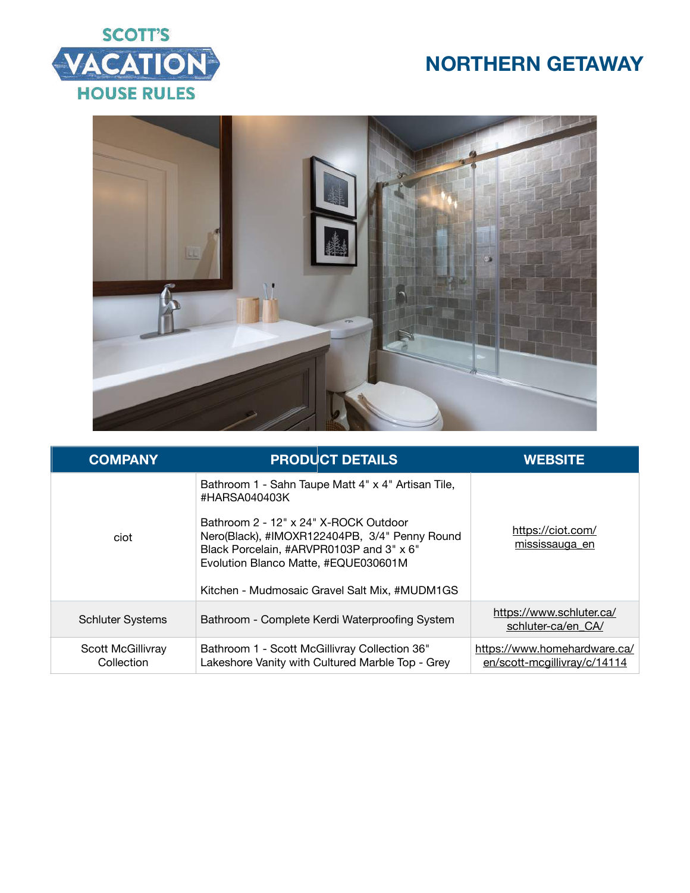SCOTT'S VACATION HOUSE RULES

# NORTHERN GETAWAY

| COMPANY | PRODUCT DETAILS | WEBSITE |
| --- | --- | --- |
| ciot | Bathroom 1 - Sahn Taupe Matt 4" x 4" Artisan Tile, #HARSA040403K<br><br>Bathroom 2 - 12" x 24" X-ROCK Outdoor Nero(Black), #IMOXR122404PB, 3/4" Penny Round Black Porcelain, #ARVPR0103P and 3" x 6" Evolution Blanco Matte, #EQUE030601M<br><br>Kitchen - Mudmosaic Gravel Salt Mix, #MUDM1GS | https://ciot.com/mississauga_en |
| Schluter Systems | Bathroom - Complete Kerdi Waterproofing System | https://www.schluter.ca/schluter-ca/en_CA/ |
| Scott McGillivray Collection | Bathroom 1 - Scott McGillivray Collection 36" Lakeshore Vanity with Cultured Marble Top - Grey | https://www.homehardware.ca/en/scott-mcgillivray/c/14114 |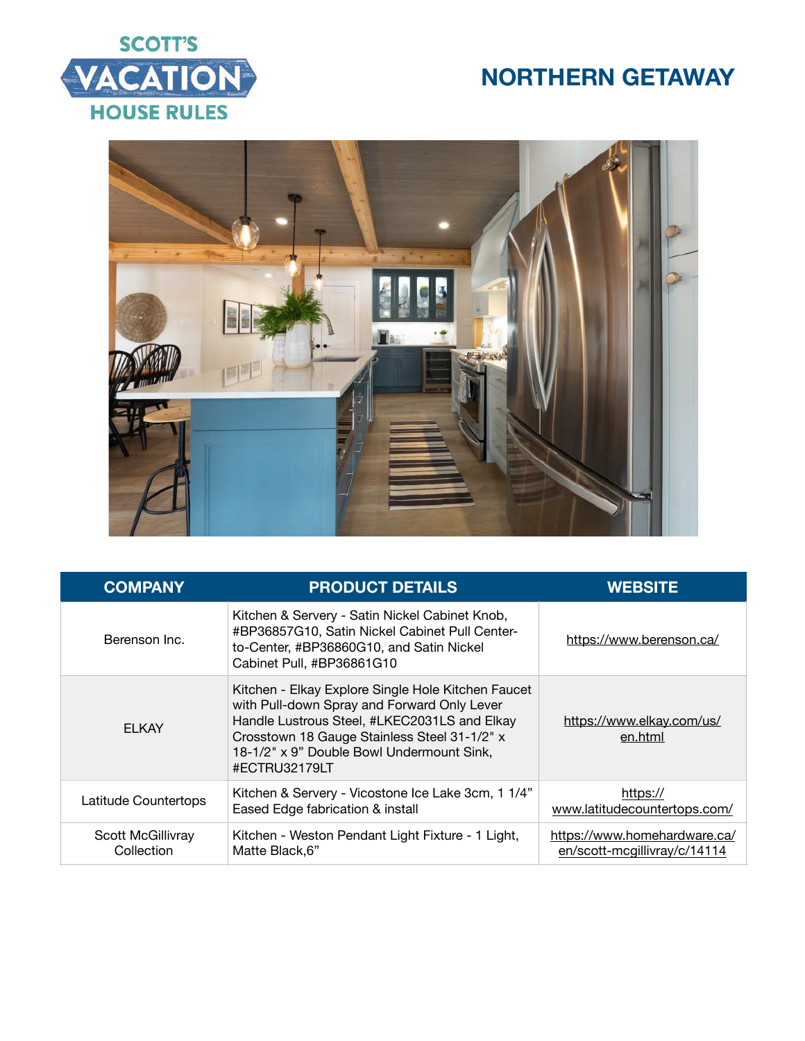# NORTHERN GETAWAY

| COMPANY | PRODUCT DETAILS | WEBSITE |
| --- | --- | --- |
| Berenson Inc. | Kitchen & Servery - Satin Nickel Cabinet Knob, #BP36857G10, Satin Nickel Cabinet Pull Center-to-Center, #BP36860G10, and Satin Nickel Cabinet Pull, #BP36861G10 | https://www.berenson.ca/ |
| ELKAY | Kitchen - Elkay Explore Single Hole Kitchen Faucet with Pull-down Spray and Forward Only Lever Handle Lustrous Steel, #LKEC2031LS and Elkay Crosstown 18 Gauge Stainless Steel 31-1/2" x 18-1/2" x 9" Double Bowl Undermount Sink, #ECTRU32179LT | https://www.elkay.com/us/en.html |
| Latitude Countertops | Kitchen & Servery - Vicostone Ice Lake 3cm, 1 1/4" Eased Edge fabrication & install | https://www.latitudecountertops.com/ |
| Scott McGillivray Collection | Kitchen - Weston Pendant Light Fixture - 1 Light, Matte Black,6" | https://www.homehardware.ca/en/scott-mcgillivray/c/14114 |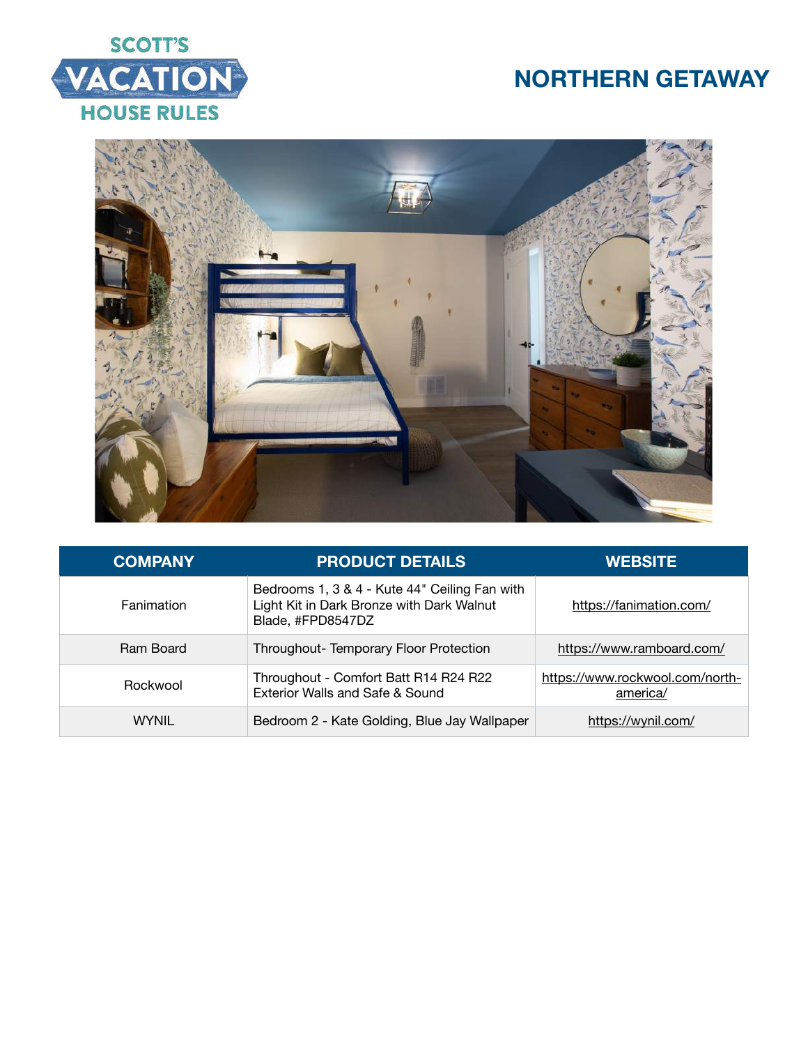SCOTT'S VACATION HOUSE RULES

# NORTHERN GETAWAY

| COMPANY | PRODUCT DETAILS | WEBSITE |
| --- | --- | --- |
| Fanimation | Bedrooms 1, 3 & 4 - Kute 44" Ceiling Fan with Light Kit in Dark Bronze with Dark Walnut Blade, #FPD8547DZ | https://fanimation.com/ |
| Ram Board | Throughout- Temporary Floor Protection | https://www.ramboard.com/ |
| Rockwool | Throughout - Comfort Batt R14 R24 R22 Exterior Walls and Safe & Sound | https://www.rockwool.com/north-america/ |
| WYNIL | Bedroom 2 - Kate Golding, Blue Jay Wallpaper | https://wynil.com/ |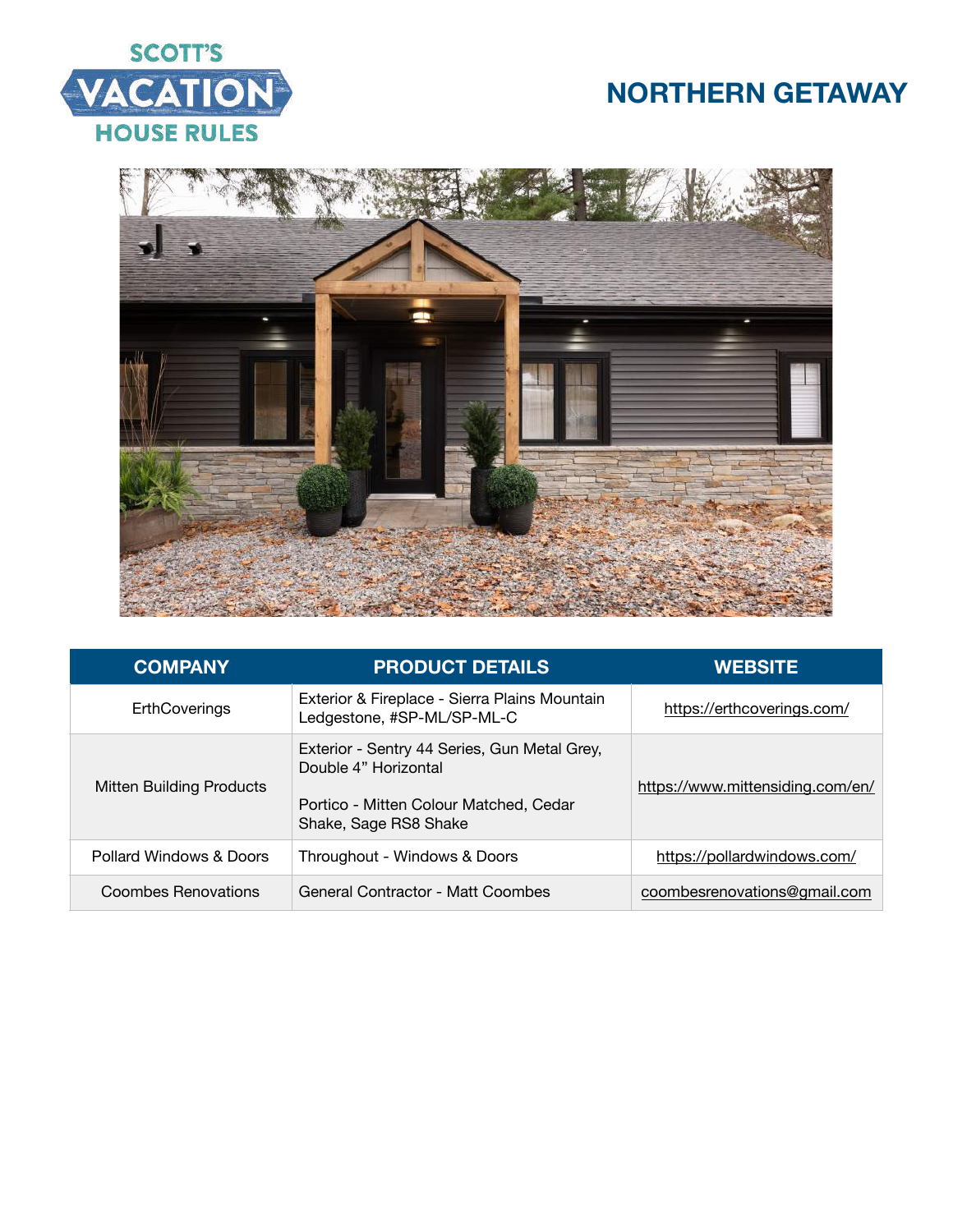# NORTHERN GETAWAY

| COMPANY | PRODUCT DETAILS | WEBSITE |
| --- | --- | --- |
| ErthCoverings | Exterior & Fireplace - Sierra Plains Mountain Ledgestone, #SP-ML/SP-ML-C | https://erthcoverings.com/ |
| Mitten Building Products | Exterior - Sentry 44 Series, Gun Metal Grey, Double 4" Horizontal<br><br>Portico - Mitten Colour Matched, Cedar Shake, Sage RS8 Shake | https://www.mittensiding.com/en/ |
| Pollard Windows & Doors | Throughout - Windows & Doors | https://pollardwindows.com/ |
| Coombes Renovations | General Contractor - Matt Coombes | coombesrenovations@gmail.com |